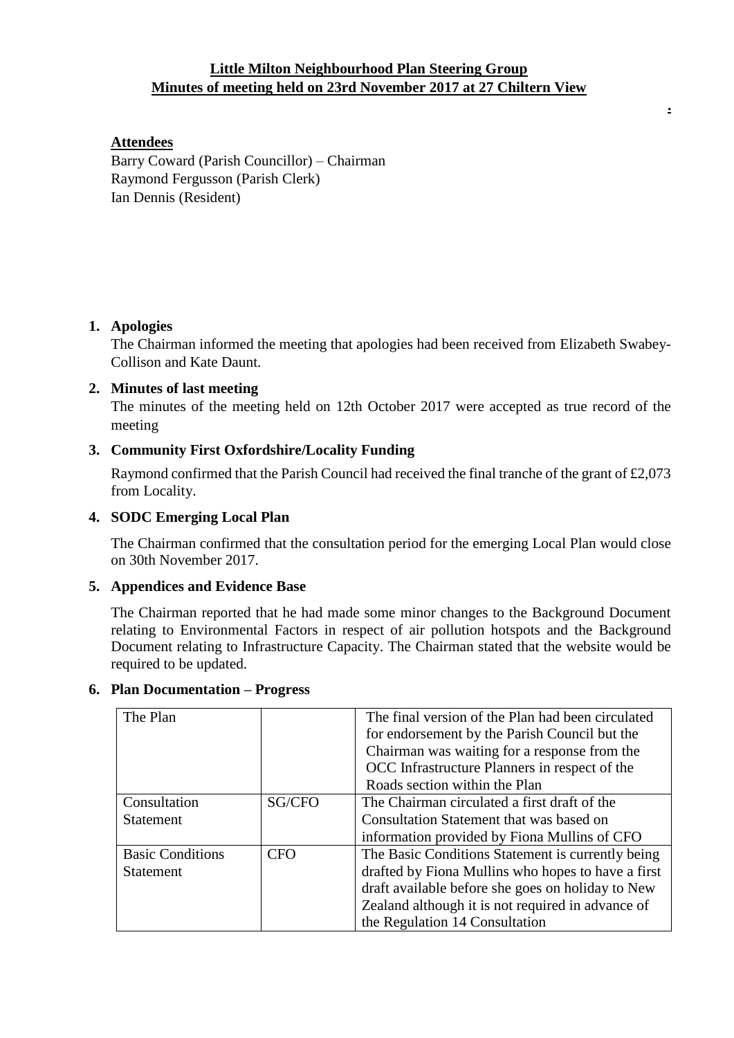**Little Milton Neighbourhood Plan Steering Group**
**Minutes of meeting held on 23rd November 2017 at 27 Chiltern View**

**Attendees**
Barry Coward (Parish Councillor) – Chairman
Raymond Fergusson (Parish Clerk)
Ian Dennis (Resident)

1. **Apologies**
   The Chairman informed the meeting that apologies had been received from Elizabeth Swabey-Collison and Kate Daunt.

2. **Minutes of last meeting**
   The minutes of the meeting held on 12th October 2017 were accepted as true record of the meeting

3. **Community First Oxfordshire/Locality Funding**

   Raymond confirmed that the Parish Council had received the final tranche of the grant of £2,073 from Locality.

4. **SODC Emerging Local Plan**

   The Chairman confirmed that the consultation period for the emerging Local Plan would close on 30th November 2017.

5. **Appendices and Evidence Base**

   The Chairman reported that he had made some minor changes to the Background Document relating to Environmental Factors in respect of air pollution hotspots and the Background Document relating to Infrastructure Capacity. The Chairman stated that the website would be required to be updated.

6. **Plan Documentation – Progress**

| | | |
|---|---|---|
| The Plan | | The final version of the Plan had been circulated for endorsement by the Parish Council but the Chairman was waiting for a response from the OCC Infrastructure Planners in respect of the Roads section within the Plan |
| Consultation Statement | SG/CFO | The Chairman circulated a first draft of the Consultation Statement that was based on information provided by Fiona Mullins of CFO |
| Basic Conditions Statement | CFO | The Basic Conditions Statement is currently being drafted by Fiona Mullins who hopes to have a first draft available before she goes on holiday to New Zealand although it is not required in advance of the Regulation 14 Consultation |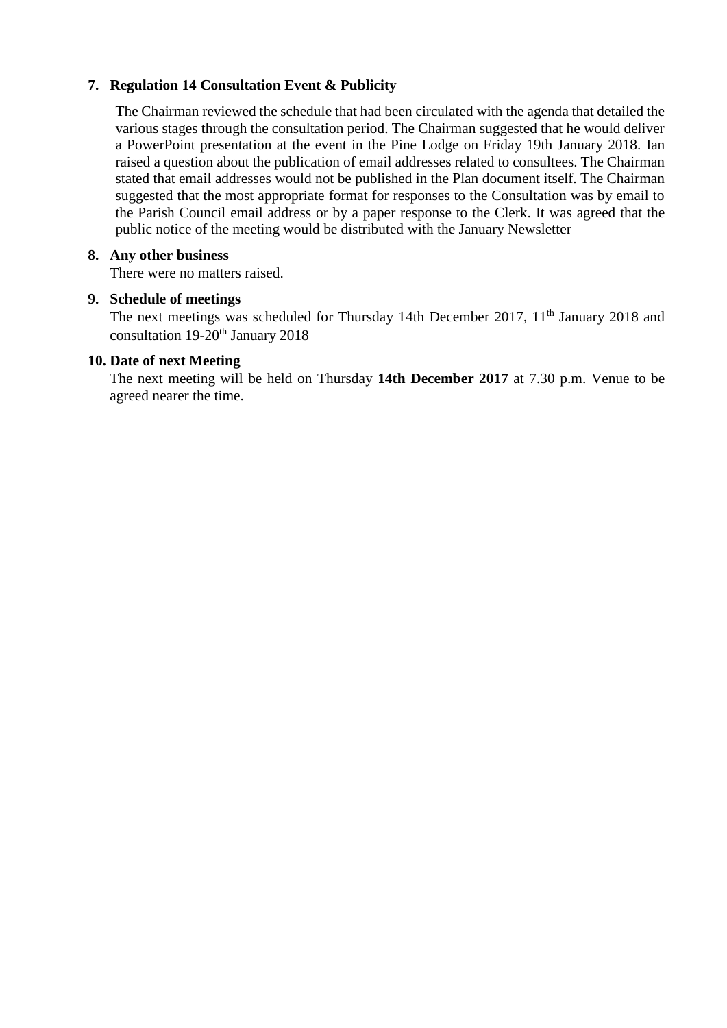7. **Regulation 14 Consultation Event & Publicity**

   The Chairman reviewed the schedule that had been circulated with the agenda that detailed the various stages through the consultation period. The Chairman suggested that he would deliver a PowerPoint presentation at the event in the Pine Lodge on Friday 19th January 2018. Ian raised a question about the publication of email addresses related to consultees. The Chairman stated that email addresses would not be published in the Plan document itself. The Chairman suggested that the most appropriate format for responses to the Consultation was by email to the Parish Council email address or by a paper response to the Clerk. It was agreed that the public notice of the meeting would be distributed with the January Newsletter

8. **Any other business**

   There were no matters raised.

9. **Schedule of meetings**

   The next meetings was scheduled for Thursday 14th December 2017, 11th January 2018 and consultation 19-20th January 2018

10. **Date of next Meeting**

    The next meeting will be held on Thursday **14th December 2017** at 7.30 p.m. Venue to be agreed nearer the time.